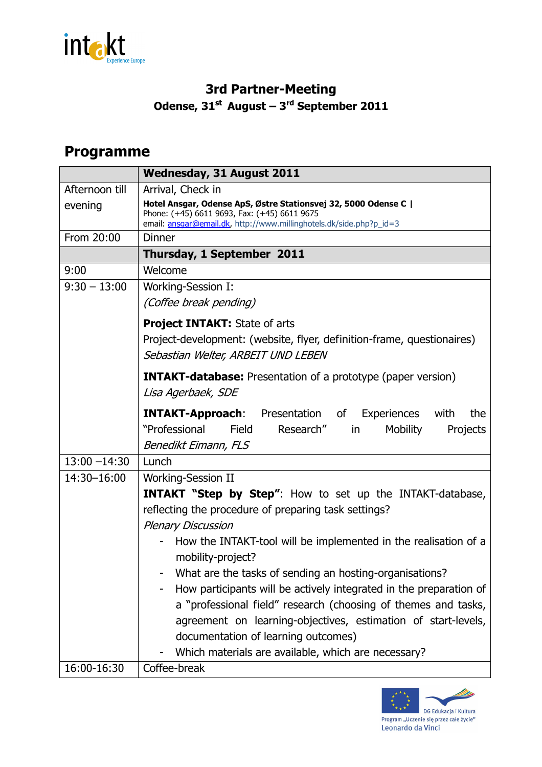### 3rd Partner-Meeting

**Odense, 31st August – 3rd September 2011**

## Programme

| | **Wednesday, 31 August 2011** |
|---|---|
| Afternoon till evening | Arrival, Check in<br>**Hotel Ansgar, Odense ApS, Østre Stationsvej 32, 5000 Odense C** \|<br>Phone: (+45) 6611 9693, Fax: (+45) 6611 9675<br>email: ansgar@email.dk, http://www.millinghotels.dk/side.php?p_id=3 |
| From 20:00 | Dinner |
| | **Thursday, 1 September 2011** |
| 9:00 | Welcome |
| 9:30 – 13:00 | Working-Session I:<br>*(Coffee break pending)*<br><br>**Project INTAKT:** State of arts<br>Project-development: (website, flyer, definition-frame, questionaires)<br>*Sebastian Welter, ARBEIT UND LEBEN*<br><br>**INTAKT-database:** Presentation of a prototype (paper version)<br>*Lisa Agerbaek, SDE*<br><br>**INTAKT-Approach**: Presentation of Experiences with the "Professional Field Research" in Mobility Projects<br>*Benedikt Eimann, FLS* |
| 13:00 –14:30 | Lunch |
| 14:30–16:00 | Working-Session II<br>**INTAKT "Step by Step"**: How to set up the INTAKT-database, reflecting the procedure of preparing task settings?<br>*Plenary Discussion*<br>- How the INTAKT-tool will be implemented in the realisation of a mobility-project?<br>- What are the tasks of sending an hosting-organisations?<br>- How participants will be actively integrated in the preparation of a "professional field" research (choosing of themes and tasks, agreement on learning-objectives, estimation of start-levels, documentation of learning outcomes)<br>- Which materials are available, which are necessary? |
| 16:00-16:30 | Coffee-break |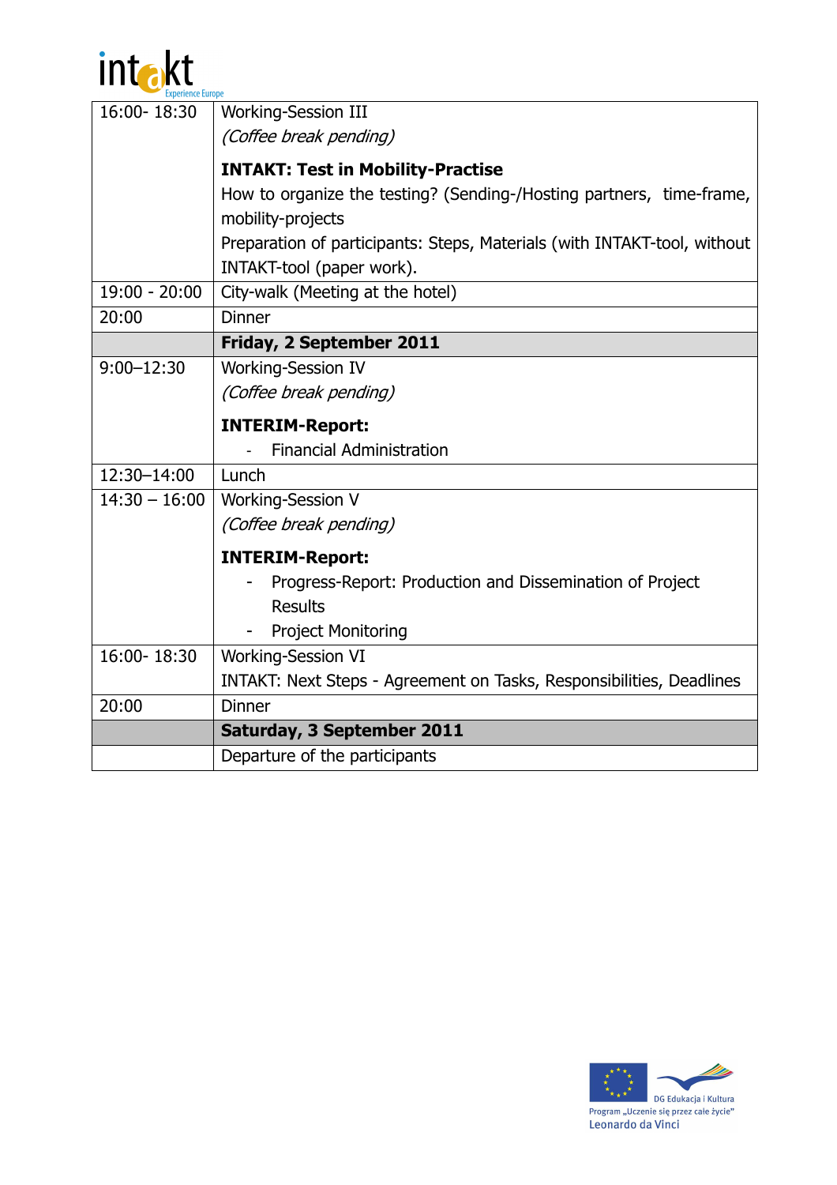| | |
|---|---|
| 16:00- 18:30 | Working-Session III<br>*(Coffee break pending)*<br>**INTAKT: Test in Mobility-Practise**<br>How to organize the testing? (Sending-/Hosting partners, time-frame, mobility-projects<br>Preparation of participants: Steps, Materials (with INTAKT-tool, without INTAKT-tool (paper work). |
| 19:00 - 20:00 | City-walk (Meeting at the hotel) |
| 20:00 | Dinner |
| | **Friday, 2 September 2011** |
| 9:00–12:30 | Working-Session IV<br>*(Coffee break pending)*<br>**INTERIM-Report:**<br>- Financial Administration |
| 12:30–14:00 | Lunch |
| 14:30 – 16:00 | Working-Session V<br>*(Coffee break pending)*<br>**INTERIM-Report:**<br>- Progress-Report: Production and Dissemination of Project Results<br>- Project Monitoring |
| 16:00- 18:30 | Working-Session VI<br>INTAKT: Next Steps - Agreement on Tasks, Responsibilities, Deadlines |
| 20:00 | Dinner |
| | **Saturday, 3 September 2011** |
| | Departure of the participants |

DG Edukacja i Kultura
Program „Uczenie się przez całe życie"
Leonardo da Vinci